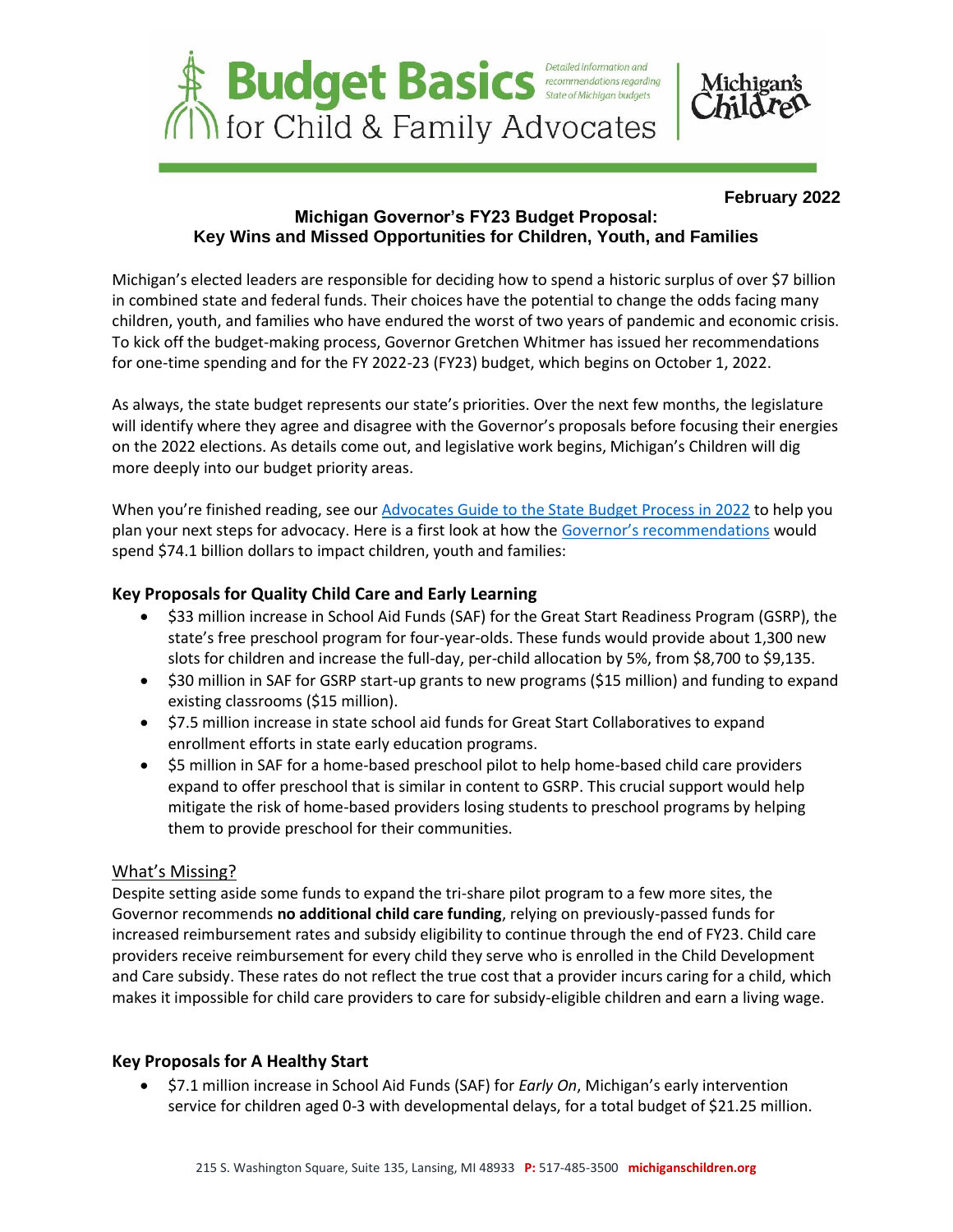# Budget Basics for Child & Family Advocates

Detailed information and recommendations regarding State of Michigan budgets

Michigan's Children

**February 2022**

## Michigan Governor's FY23 Budget Proposal: Key Wins and Missed Opportunities for Children, Youth, and Families

Michigan's elected leaders are responsible for deciding how to spend a historic surplus of over $7 billion in combined state and federal funds. Their choices have the potential to change the odds facing many children, youth, and families who have endured the worst of two years of pandemic and economic crisis. To kick off the budget-making process, Governor Gretchen Whitmer has issued her recommendations for one-time spending and for the FY 2022-23 (FY23) budget, which begins on October 1, 2022.

As always, the state budget represents our state's priorities. Over the next few months, the legislature will identify where they agree and disagree with the Governor's proposals before focusing their energies on the 2022 elections. As details come out, and legislative work begins, Michigan's Children will dig more deeply into our budget priority areas.

When you're finished reading, see our Advocates Guide to the State Budget Process in 2022 to help you plan your next steps for advocacy. Here is a first look at how the Governor's recommendations would spend $74.1 billion dollars to impact children, youth and families:

### Key Proposals for Quality Child Care and Early Learning

- $33 million increase in School Aid Funds (SAF) for the Great Start Readiness Program (GSRP), the state's free preschool program for four-year-olds. These funds would provide about 1,300 new slots for children and increase the full-day, per-child allocation by 5%, from $8,700 to $9,135.
- $30 million in SAF for GSRP start-up grants to new programs ($15 million) and funding to expand existing classrooms ($15 million).
- $7.5 million increase in state school aid funds for Great Start Collaboratives to expand enrollment efforts in state early education programs.
- $5 million in SAF for a home-based preschool pilot to help home-based child care providers expand to offer preschool that is similar in content to GSRP. This crucial support would help mitigate the risk of home-based providers losing students to preschool programs by helping them to provide preschool for their communities.

#### What's Missing?

Despite setting aside some funds to expand the tri-share pilot program to a few more sites, the Governor recommends **no additional child care funding**, relying on previously-passed funds for increased reimbursement rates and subsidy eligibility to continue through the end of FY23. Child care providers receive reimbursement for every child they serve who is enrolled in the Child Development and Care subsidy. These rates do not reflect the true cost that a provider incurs caring for a child, which makes it impossible for child care providers to care for subsidy-eligible children and earn a living wage.

### Key Proposals for A Healthy Start

- $7.1 million increase in School Aid Funds (SAF) for *Early On*, Michigan's early intervention service for children aged 0-3 with developmental delays, for a total budget of $21.25 million.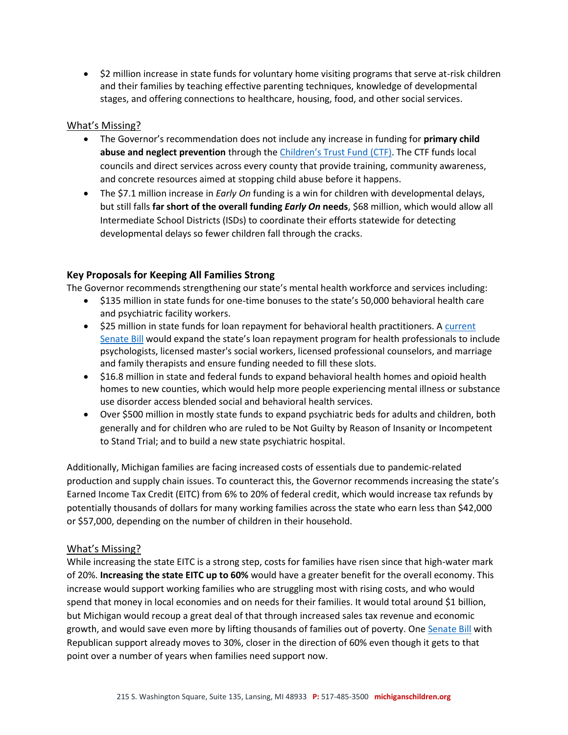- $2 million increase in state funds for voluntary home visiting programs that serve at-risk children and their families by teaching effective parenting techniques, knowledge of developmental stages, and offering connections to healthcare, housing, food, and other social services.

What's Missing?

- The Governor's recommendation does not include any increase in funding for **primary child abuse and neglect prevention** through the Children's Trust Fund (CTF). The CTF funds local councils and direct services across every county that provide training, community awareness, and concrete resources aimed at stopping child abuse before it happens.
- The $7.1 million increase in *Early On* funding is a win for children with developmental delays, but still falls **far short of the overall funding *Early On* needs**, $68 million, which would allow all Intermediate School Districts (ISDs) to coordinate their efforts statewide for detecting developmental delays so fewer children fall through the cracks.

### Key Proposals for Keeping All Families Strong

The Governor recommends strengthening our state's mental health workforce and services including:

- $135 million in state funds for one-time bonuses to the state's 50,000 behavioral health care and psychiatric facility workers.
- $25 million in state funds for loan repayment for behavioral health practitioners. A current Senate Bill would expand the state's loan repayment program for health professionals to include psychologists, licensed master's social workers, licensed professional counselors, and marriage and family therapists and ensure funding needed to fill these slots.
- $16.8 million in state and federal funds to expand behavioral health homes and opioid health homes to new counties, which would help more people experiencing mental illness or substance use disorder access blended social and behavioral health services.
- Over $500 million in mostly state funds to expand psychiatric beds for adults and children, both generally and for children who are ruled to be Not Guilty by Reason of Insanity or Incompetent to Stand Trial; and to build a new state psychiatric hospital.

Additionally, Michigan families are facing increased costs of essentials due to pandemic-related production and supply chain issues. To counteract this, the Governor recommends increasing the state's Earned Income Tax Credit (EITC) from 6% to 20% of federal credit, which would increase tax refunds by potentially thousands of dollars for many working families across the state who earn less than $42,000 or $57,000, depending on the number of children in their household.

What's Missing?

While increasing the state EITC is a strong step, costs for families have risen since that high-water mark of 20%. **Increasing the state EITC up to 60%** would have a greater benefit for the overall economy. This increase would support working families who are struggling most with rising costs, and who would spend that money in local economies and on needs for their families. It would total around $1 billion, but Michigan would recoup a great deal of that through increased sales tax revenue and economic growth, and would save even more by lifting thousands of families out of poverty. One Senate Bill with Republican support already moves to 30%, closer in the direction of 60% even though it gets to that point over a number of years when families need support now.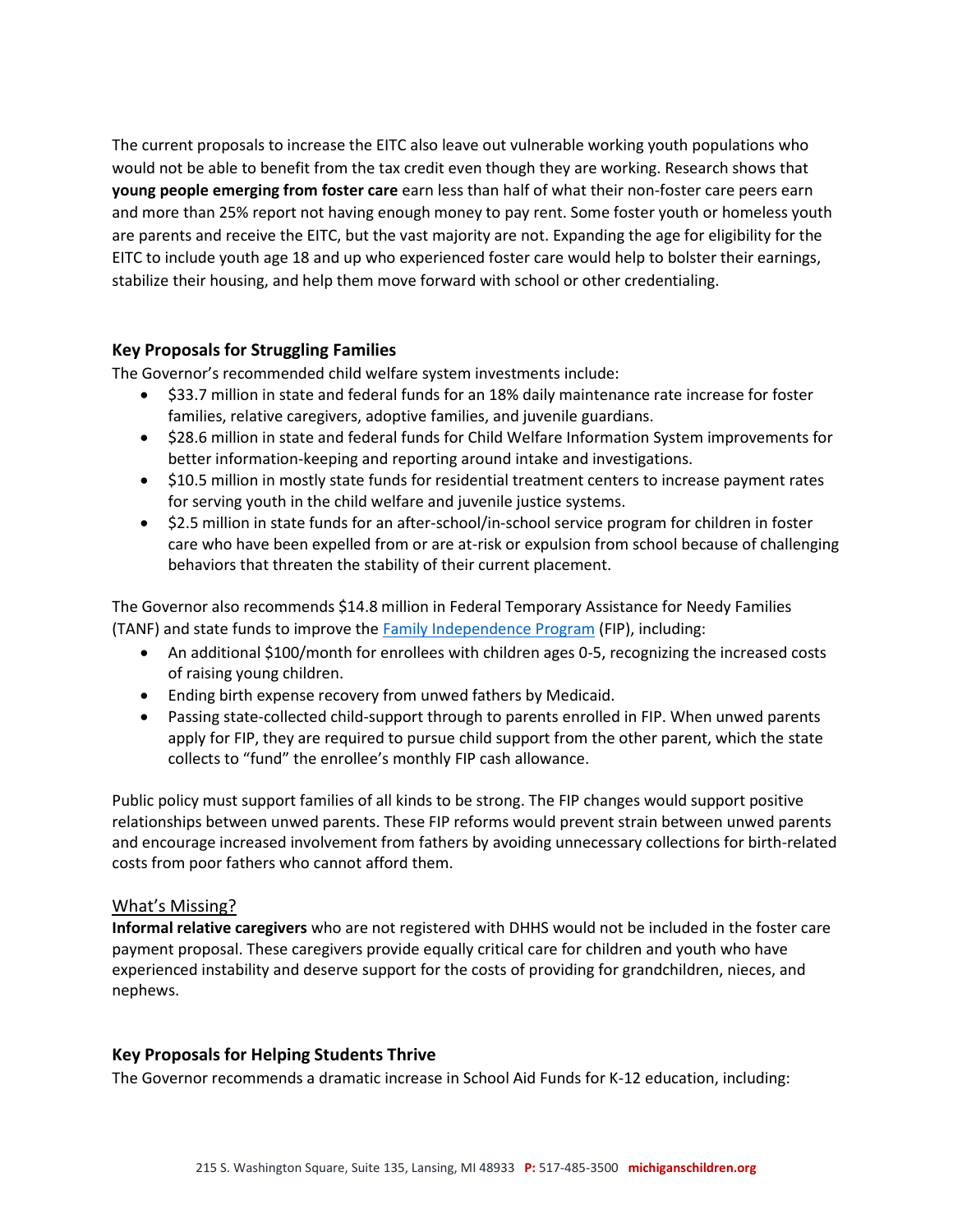The current proposals to increase the EITC also leave out vulnerable working youth populations who would not be able to benefit from the tax credit even though they are working. Research shows that **young people emerging from foster care** earn less than half of what their non-foster care peers earn and more than 25% report not having enough money to pay rent. Some foster youth or homeless youth are parents and receive the EITC, but the vast majority are not. Expanding the age for eligibility for the EITC to include youth age 18 and up who experienced foster care would help to bolster their earnings, stabilize their housing, and help them move forward with school or other credentialing.

### Key Proposals for Struggling Families

The Governor's recommended child welfare system investments include:

- $33.7 million in state and federal funds for an 18% daily maintenance rate increase for foster families, relative caregivers, adoptive families, and juvenile guardians.
- $28.6 million in state and federal funds for Child Welfare Information System improvements for better information-keeping and reporting around intake and investigations.
- $10.5 million in mostly state funds for residential treatment centers to increase payment rates for serving youth in the child welfare and juvenile justice systems.
- $2.5 million in state funds for an after-school/in-school service program for children in foster care who have been expelled from or are at-risk or expulsion from school because of challenging behaviors that threaten the stability of their current placement.

The Governor also recommends $14.8 million in Federal Temporary Assistance for Needy Families (TANF) and state funds to improve the Family Independence Program (FIP), including:

- An additional $100/month for enrollees with children ages 0-5, recognizing the increased costs of raising young children.
- Ending birth expense recovery from unwed fathers by Medicaid.
- Passing state-collected child-support through to parents enrolled in FIP. When unwed parents apply for FIP, they are required to pursue child support from the other parent, which the state collects to "fund" the enrollee's monthly FIP cash allowance.

Public policy must support families of all kinds to be strong. The FIP changes would support positive relationships between unwed parents. These FIP reforms would prevent strain between unwed parents and encourage increased involvement from fathers by avoiding unnecessary collections for birth-related costs from poor fathers who cannot afford them.

#### What's Missing?

**Informal relative caregivers** who are not registered with DHHS would not be included in the foster care payment proposal. These caregivers provide equally critical care for children and youth who have experienced instability and deserve support for the costs of providing for grandchildren, nieces, and nephews.

### Key Proposals for Helping Students Thrive

The Governor recommends a dramatic increase in School Aid Funds for K-12 education, including: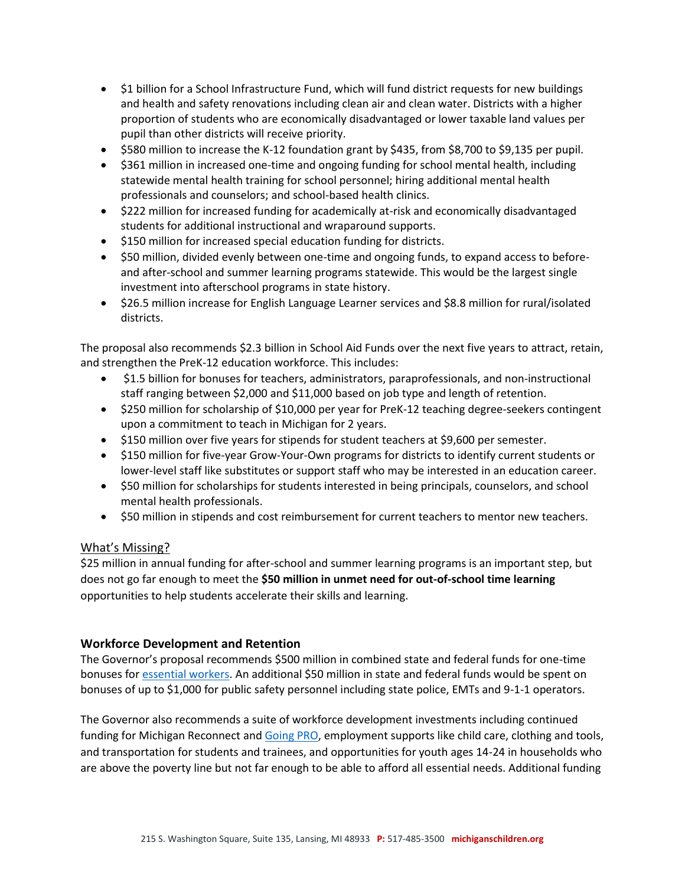- $1 billion for a School Infrastructure Fund, which will fund district requests for new buildings and health and safety renovations including clean air and clean water. Districts with a higher proportion of students who are economically disadvantaged or lower taxable land values per pupil than other districts will receive priority.
- $580 million to increase the K-12 foundation grant by $435, from $8,700 to $9,135 per pupil.
- $361 million in increased one-time and ongoing funding for school mental health, including statewide mental health training for school personnel; hiring additional mental health professionals and counselors; and school-based health clinics.
- $222 million for increased funding for academically at-risk and economically disadvantaged students for additional instructional and wraparound supports.
- $150 million for increased special education funding for districts.
- $50 million, divided evenly between one-time and ongoing funds, to expand access to before- and after-school and summer learning programs statewide. This would be the largest single investment into afterschool programs in state history.
- $26.5 million increase for English Language Learner services and $8.8 million for rural/isolated districts.

The proposal also recommends $2.3 billion in School Aid Funds over the next five years to attract, retain, and strengthen the PreK-12 education workforce. This includes:

- $1.5 billion for bonuses for teachers, administrators, paraprofessionals, and non-instructional staff ranging between $2,000 and $11,000 based on job type and length of retention.
- $250 million for scholarship of $10,000 per year for PreK-12 teaching degree-seekers contingent upon a commitment to teach in Michigan for 2 years.
- $150 million over five years for stipends for student teachers at $9,600 per semester.
- $150 million for five-year Grow-Your-Own programs for districts to identify current students or lower-level staff like substitutes or support staff who may be interested in an education career.
- $50 million for scholarships for students interested in being principals, counselors, and school mental health professionals.
- $50 million in stipends and cost reimbursement for current teachers to mentor new teachers.

What's Missing?

$25 million in annual funding for after-school and summer learning programs is an important step, but does not go far enough to meet the **$50 million in unmet need for out-of-school time learning** opportunities to help students accelerate their skills and learning.

### Workforce Development and Retention

The Governor's proposal recommends $500 million in combined state and federal funds for one-time bonuses for essential workers. An additional $50 million in state and federal funds would be spent on bonuses of up to $1,000 for public safety personnel including state police, EMTs and 9-1-1 operators.

The Governor also recommends a suite of workforce development investments including continued funding for Michigan Reconnect and Going PRO, employment supports like child care, clothing and tools, and transportation for students and trainees, and opportunities for youth ages 14-24 in households who are above the poverty line but not far enough to be able to afford all essential needs. Additional funding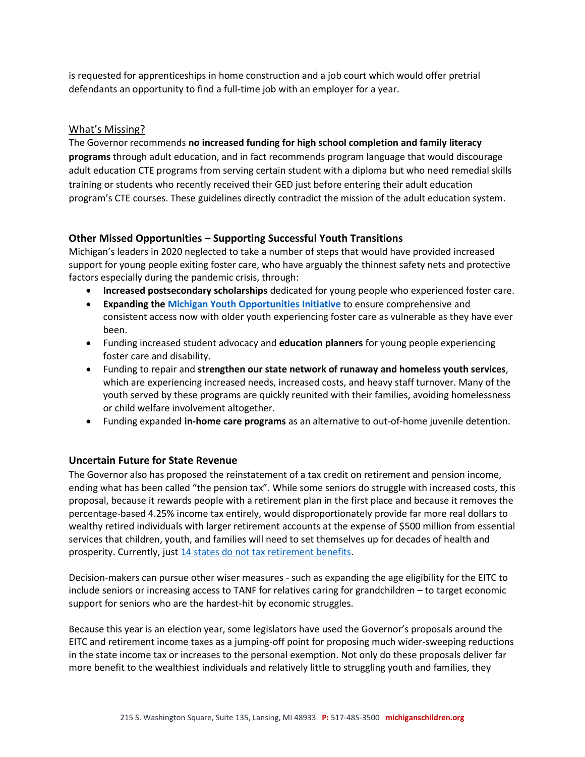is requested for apprenticeships in home construction and a job court which would offer pretrial defendants an opportunity to find a full-time job with an employer for a year.

What's Missing?

The Governor recommends **no increased funding for high school completion and family literacy programs** through adult education, and in fact recommends program language that would discourage adult education CTE programs from serving certain student with a diploma but who need remedial skills training or students who recently received their GED just before entering their adult education program's CTE courses. These guidelines directly contradict the mission of the adult education system.

### Other Missed Opportunities – Supporting Successful Youth Transitions

Michigan's leaders in 2020 neglected to take a number of steps that would have provided increased support for young people exiting foster care, who have arguably the thinnest safety nets and protective factors especially during the pandemic crisis, through:

- **Increased postsecondary scholarships** dedicated for young people who experienced foster care.
- **Expanding the Michigan Youth Opportunities Initiative** to ensure comprehensive and consistent access now with older youth experiencing foster care as vulnerable as they have ever been.
- Funding increased student advocacy and **education planners** for young people experiencing foster care and disability.
- Funding to repair and **strengthen our state network of runaway and homeless youth services**, which are experiencing increased needs, increased costs, and heavy staff turnover. Many of the youth served by these programs are quickly reunited with their families, avoiding homelessness or child welfare involvement altogether.
- Funding expanded **in-home care programs** as an alternative to out-of-home juvenile detention.

### Uncertain Future for State Revenue

The Governor also has proposed the reinstatement of a tax credit on retirement and pension income, ending what has been called "the pension tax". While some seniors do struggle with increased costs, this proposal, because it rewards people with a retirement plan in the first place and because it removes the percentage-based 4.25% income tax entirely, would disproportionately provide far more real dollars to wealthy retired individuals with larger retirement accounts at the expense of $500 million from essential services that children, youth, and families will need to set themselves up for decades of health and prosperity. Currently, just 14 states do not tax retirement benefits.

Decision-makers can pursue other wiser measures - such as expanding the age eligibility for the EITC to include seniors or increasing access to TANF for relatives caring for grandchildren – to target economic support for seniors who are the hardest-hit by economic struggles.

Because this year is an election year, some legislators have used the Governor's proposals around the EITC and retirement income taxes as a jumping-off point for proposing much wider-sweeping reductions in the state income tax or increases to the personal exemption. Not only do these proposals deliver far more benefit to the wealthiest individuals and relatively little to struggling youth and families, they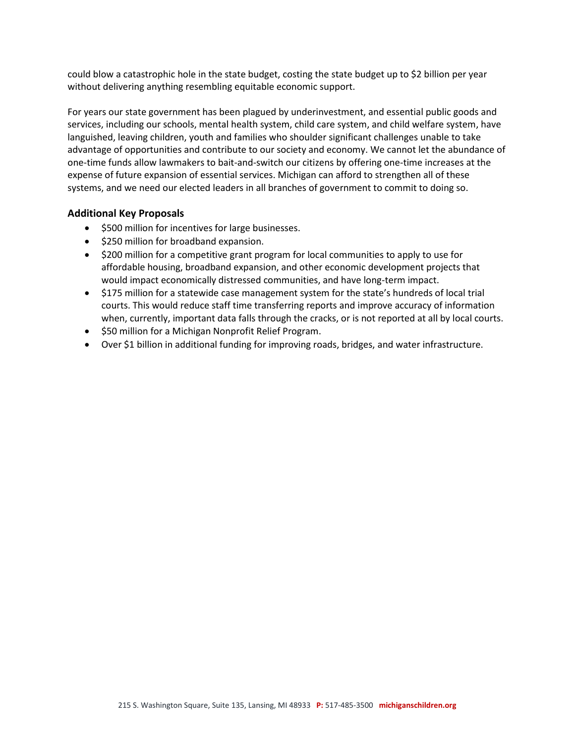could blow a catastrophic hole in the state budget, costing the state budget up to $2 billion per year without delivering anything resembling equitable economic support.

For years our state government has been plagued by underinvestment, and essential public goods and services, including our schools, mental health system, child care system, and child welfare system, have languished, leaving children, youth and families who shoulder significant challenges unable to take advantage of opportunities and contribute to our society and economy. We cannot let the abundance of one-time funds allow lawmakers to bait-and-switch our citizens by offering one-time increases at the expense of future expansion of essential services. Michigan can afford to strengthen all of these systems, and we need our elected leaders in all branches of government to commit to doing so.

### Additional Key Proposals

- $500 million for incentives for large businesses.
- $250 million for broadband expansion.
- $200 million for a competitive grant program for local communities to apply to use for affordable housing, broadband expansion, and other economic development projects that would impact economically distressed communities, and have long-term impact.
- $175 million for a statewide case management system for the state's hundreds of local trial courts. This would reduce staff time transferring reports and improve accuracy of information when, currently, important data falls through the cracks, or is not reported at all by local courts.
- $50 million for a Michigan Nonprofit Relief Program.
- Over $1 billion in additional funding for improving roads, bridges, and water infrastructure.